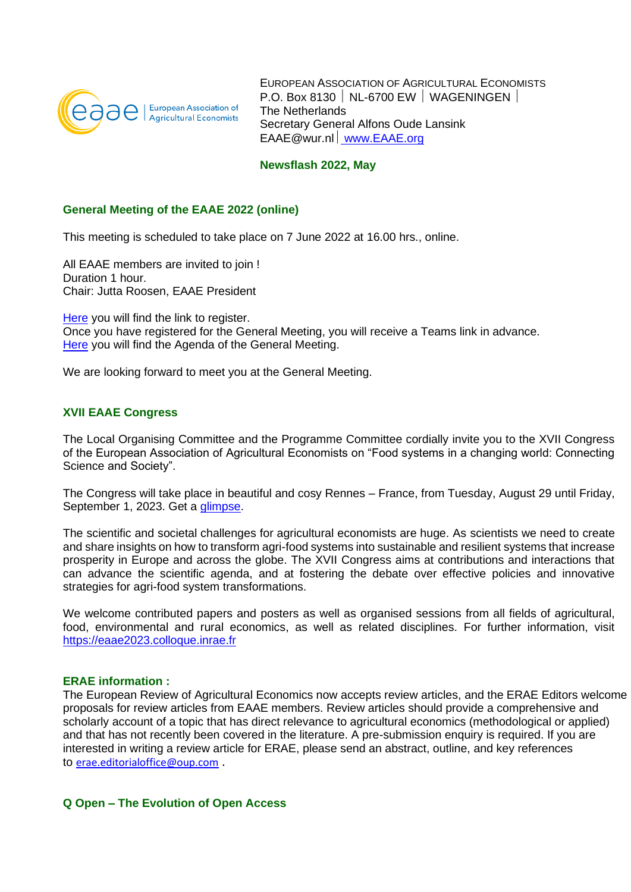EUROPEAN ASSOCIATION OF AGRICULTURAL ECONOMISTS
P.O. Box 8130 | NL-6700 EW | WAGENINGEN |
The Netherlands
Secretary General Alfons Oude Lansink
EAAE@wur.nl | www.EAAE.org

**Newsflash 2022, May**

## General Meeting of the EAAE 2022 (online)

This meeting is scheduled to take place on 7 June 2022 at 16.00 hrs., online.

All EAAE members are invited to join !
Duration 1 hour.
Chair: Jutta Roosen, EAAE President

Here you will find the link to register.
Once you have registered for the General Meeting, you will receive a Teams link in advance.
Here you will find the Agenda of the General Meeting.

We are looking forward to meet you at the General Meeting.

## XVII EAAE Congress

The Local Organising Committee and the Programme Committee cordially invite you to the XVII Congress of the European Association of Agricultural Economists on "Food systems in a changing world: Connecting Science and Society".

The Congress will take place in beautiful and cosy Rennes – France, from Tuesday, August 29 until Friday, September 1, 2023. Get a glimpse.

The scientific and societal challenges for agricultural economists are huge. As scientists we need to create and share insights on how to transform agri-food systems into sustainable and resilient systems that increase prosperity in Europe and across the globe. The XVII Congress aims at contributions and interactions that can advance the scientific agenda, and at fostering the debate over effective policies and innovative strategies for agri-food system transformations.

We welcome contributed papers and posters as well as organised sessions from all fields of agricultural, food, environmental and rural economics, as well as related disciplines. For further information, visit https://eaae2023.colloque.inrae.fr

## ERAE information :

The European Review of Agricultural Economics now accepts review articles, and the ERAE Editors welcome proposals for review articles from EAAE members. Review articles should provide a comprehensive and scholarly account of a topic that has direct relevance to agricultural economics (methodological or applied) and that has not recently been covered in the literature. A pre-submission enquiry is required. If you are interested in writing a review article for ERAE, please send an abstract, outline, and key references to erae.editorialoffice@oup.com .

## Q Open – The Evolution of Open Access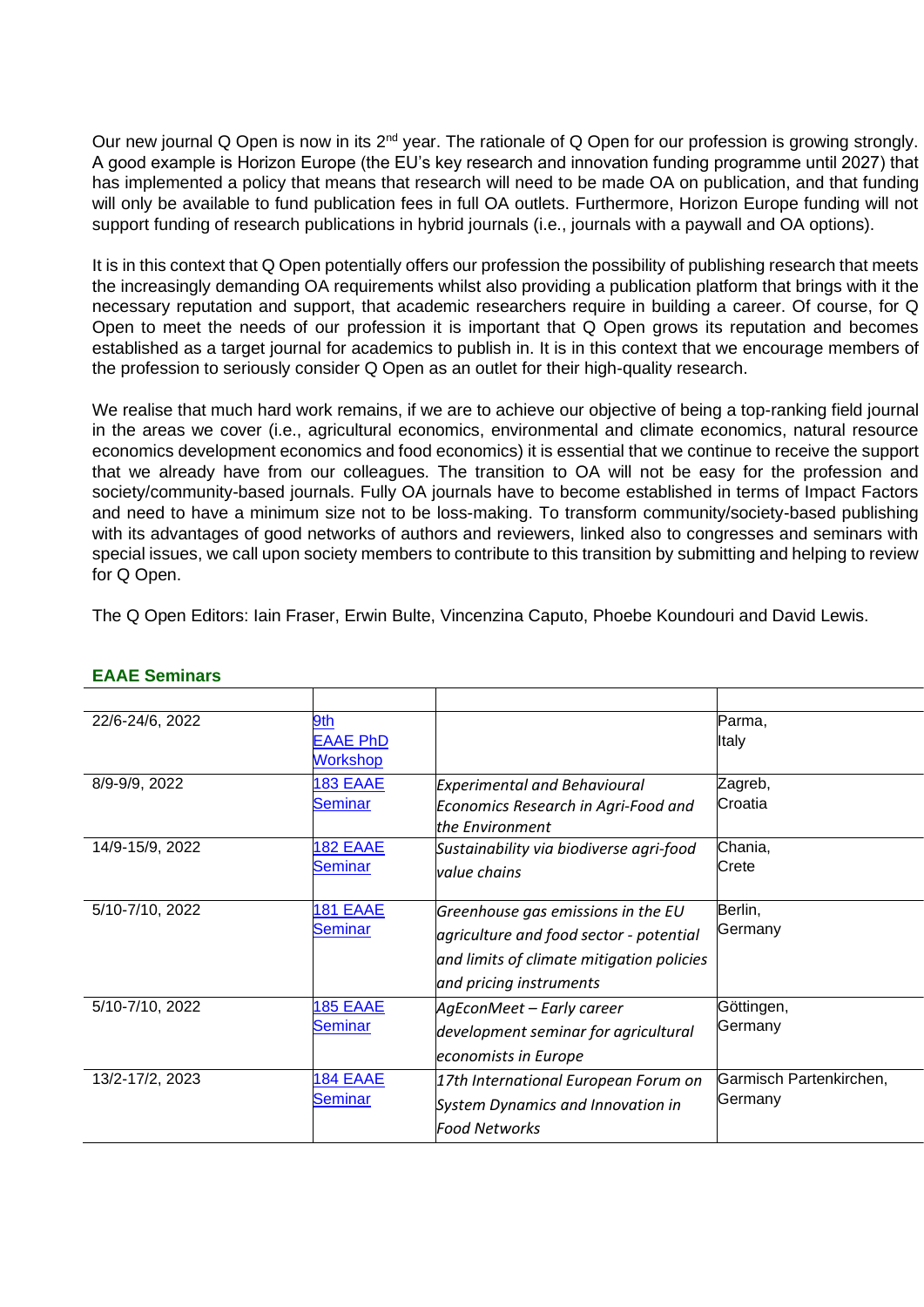Our new journal Q Open is now in its 2nd year. The rationale of Q Open for our profession is growing strongly. A good example is Horizon Europe (the EU's key research and innovation funding programme until 2027) that has implemented a policy that means that research will need to be made OA on publication, and that funding will only be available to fund publication fees in full OA outlets. Furthermore, Horizon Europe funding will not support funding of research publications in hybrid journals (i.e., journals with a paywall and OA options).

It is in this context that Q Open potentially offers our profession the possibility of publishing research that meets the increasingly demanding OA requirements whilst also providing a publication platform that brings with it the necessary reputation and support, that academic researchers require in building a career. Of course, for Q Open to meet the needs of our profession it is important that Q Open grows its reputation and becomes established as a target journal for academics to publish in. It is in this context that we encourage members of the profession to seriously consider Q Open as an outlet for their high-quality research.

We realise that much hard work remains, if we are to achieve our objective of being a top-ranking field journal in the areas we cover (i.e., agricultural economics, environmental and climate economics, natural resource economics development economics and food economics) it is essential that we continue to receive the support that we already have from our colleagues. The transition to OA will not be easy for the profession and society/community-based journals. Fully OA journals have to become established in terms of Impact Factors and need to have a minimum size not to be loss-making. To transform community/society-based publishing with its advantages of good networks of authors and reviewers, linked also to congresses and seminars with special issues, we call upon society members to contribute to this transition by submitting and helping to review for Q Open.

The Q Open Editors: Iain Fraser, Erwin Bulte, Vincenzina Caputo, Phoebe Koundouri and David Lewis.

## EAAE Seminars

| | | | |
|---|---|---|---|
| 22/6-24/6, 2022 | 9th EAAE PhD Workshop | | Parma, Italy |
| 8/9-9/9, 2022 | 183 EAAE Seminar | *Experimental and Behavioural Economics Research in Agri-Food and the Environment* | Zagreb, Croatia |
| 14/9-15/9, 2022 | 182 EAAE Seminar | *Sustainability via biodiverse agri-food value chains* | Chania, Crete |
| 5/10-7/10, 2022 | 181 EAAE Seminar | *Greenhouse gas emissions in the EU agriculture and food sector - potential and limits of climate mitigation policies and pricing instruments* | Berlin, Germany |
| 5/10-7/10, 2022 | 185 EAAE Seminar | *AgEconMeet – Early career development seminar for agricultural economists in Europe* | Göttingen, Germany |
| 13/2-17/2, 2023 | 184 EAAE Seminar | *17th International European Forum on System Dynamics and Innovation in Food Networks* | Garmisch Partenkirchen, Germany |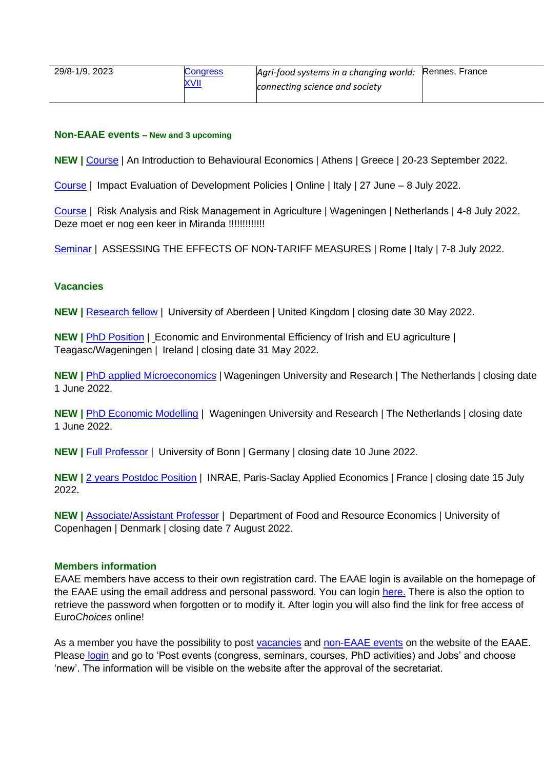| | | | |
|---|---|---|---|
| 29/8-1/9, 2023 | Congress XVII | *Agri-food systems in a changing world: connecting science and society* | Rennes, France |

### Non-EAAE events – New and 3 upcoming

**NEW |** Course | An Introduction to Behavioural Economics | Athens | Greece | 20-23 September 2022.

Course | Impact Evaluation of Development Policies | Online | Italy | 27 June – 8 July 2022.

Course | Risk Analysis and Risk Management in Agriculture | Wageningen | Netherlands | 4-8 July 2022. Deze moet er nog een keer in Miranda !!!!!!!!!!!!

Seminar | ASSESSING THE EFFECTS OF NON-TARIFF MEASURES | Rome | Italy | 7-8 July 2022.

### Vacancies

**NEW |** Research fellow | University of Aberdeen | United Kingdom | closing date 30 May 2022.

**NEW |** PhD Position | Economic and Environmental Efficiency of Irish and EU agriculture | Teagasc/Wageningen | Ireland | closing date 31 May 2022.

**NEW |** PhD applied Microeconomics | Wageningen University and Research | The Netherlands | closing date 1 June 2022.

**NEW |** PhD Economic Modelling | Wageningen University and Research | The Netherlands | closing date 1 June 2022.

**NEW |** Full Professor | University of Bonn | Germany | closing date 10 June 2022.

**NEW |** 2 years Postdoc Position | INRAE, Paris-Saclay Applied Economics | France | closing date 15 July 2022.

**NEW |** Associate/Assistant Professor | Department of Food and Resource Economics | University of Copenhagen | Denmark | closing date 7 August 2022.

### Members information

EAAE members have access to their own registration card. The EAAE login is available on the homepage of the EAAE using the email address and personal password. You can login here. There is also the option to retrieve the password when forgotten or to modify it. After login you will also find the link for free access of Euro*Choices* online!

As a member you have the possibility to post vacancies and non-EAAE events on the website of the EAAE. Please login and go to 'Post events (congress, seminars, courses, PhD activities) and Jobs' and choose 'new'. The information will be visible on the website after the approval of the secretariat.